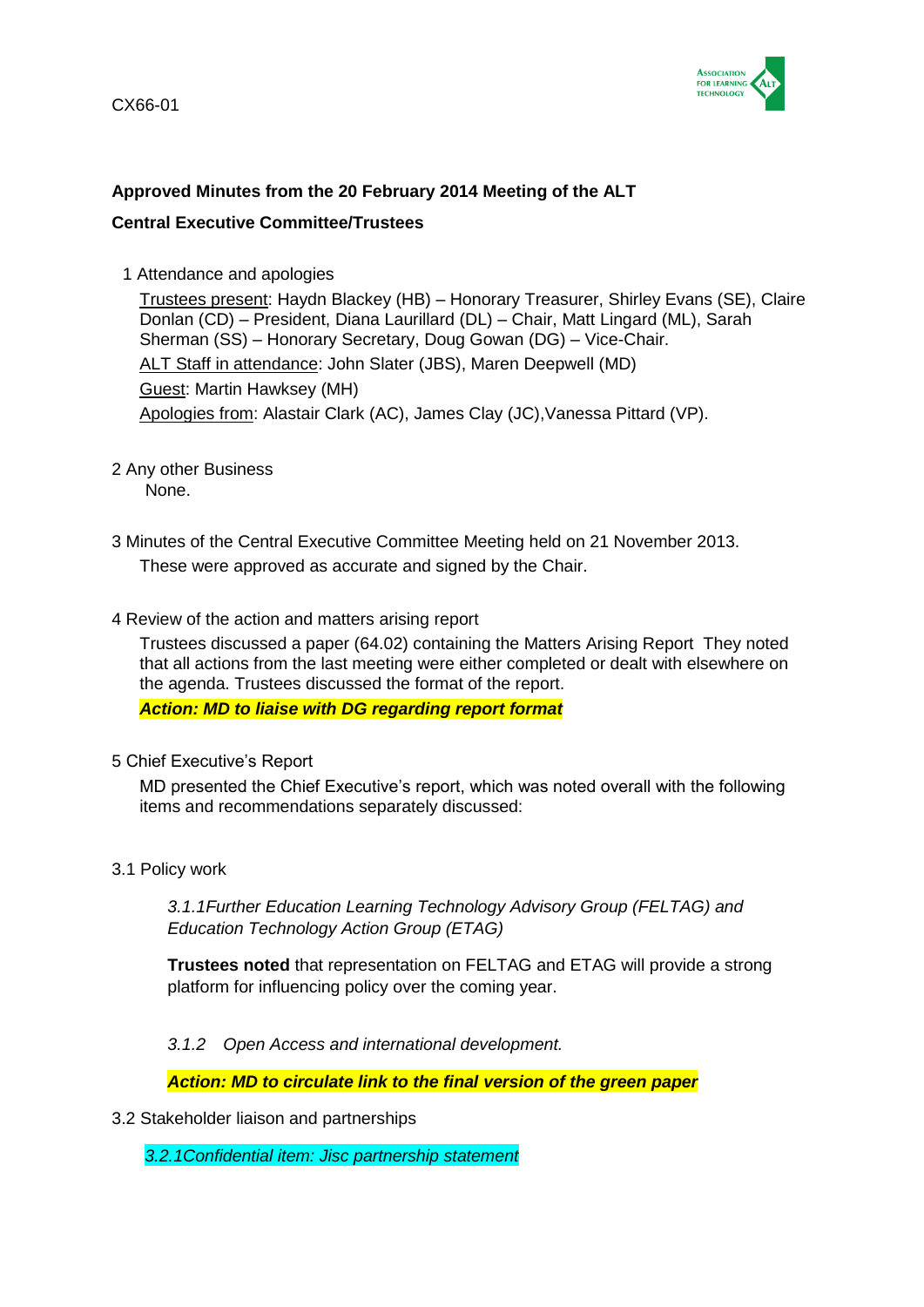CX66-01

**Approved Minutes from the 20 February 2014 Meeting of the ALT**

**Central Executive Committee/Trustees**

1 Attendance and apologies

Trustees present: Haydn Blackey (HB) – Honorary Treasurer, Shirley Evans (SE), Claire Donlan (CD) – President, Diana Laurillard (DL) – Chair, Matt Lingard (ML), Sarah Sherman (SS) – Honorary Secretary, Doug Gowan (DG) – Vice-Chair.

ALT Staff in attendance: John Slater (JBS), Maren Deepwell (MD)

Guest: Martin Hawksey (MH)

Apologies from: Alastair Clark (AC), James Clay (JC),Vanessa Pittard (VP).

2 Any other Business

None.

3 Minutes of the Central Executive Committee Meeting held on 21 November 2013.

These were approved as accurate and signed by the Chair.

4 Review of the action and matters arising report

Trustees discussed a paper (64.02) containing the Matters Arising Report They noted that all actions from the last meeting were either completed or dealt with elsewhere on the agenda. Trustees discussed the format of the report.

***Action: MD to liaise with DG regarding report format***

5 Chief Executive's Report

MD presented the Chief Executive's report, which was noted overall with the following items and recommendations separately discussed:

3.1 Policy work

*3.1.1Further Education Learning Technology Advisory Group (FELTAG) and Education Technology Action Group (ETAG)*

**Trustees noted** that representation on FELTAG and ETAG will provide a strong platform for influencing policy over the coming year.

*3.1.2 Open Access and international development.*

***Action: MD to circulate link to the final version of the green paper***

3.2 Stakeholder liaison and partnerships

*3.2.1Confidential item: Jisc partnership statement*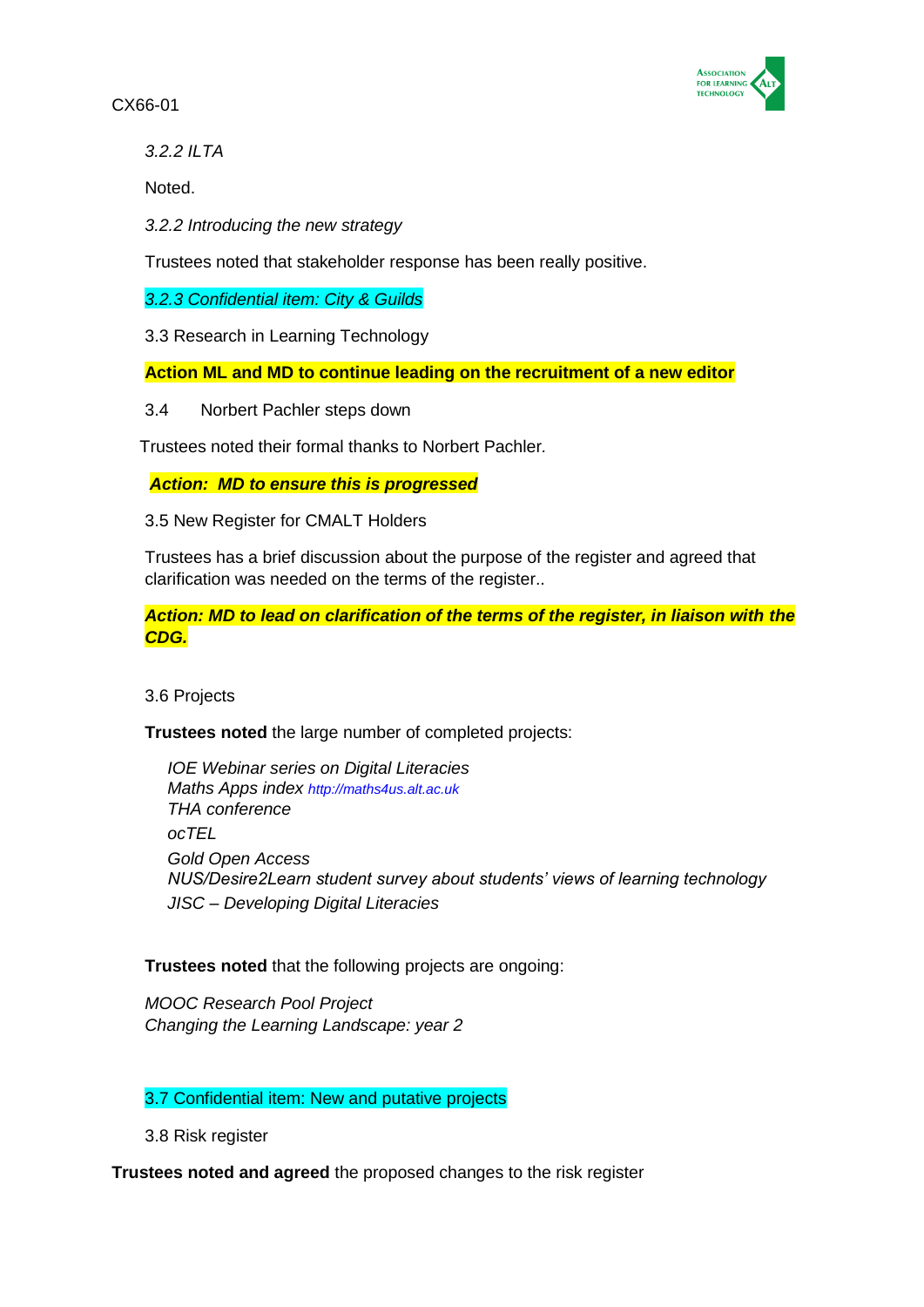*3.2.2 ILTA*

Noted.

*3.2.2 Introducing the new strategy*

Trustees noted that stakeholder response has been really positive.

*3.2.3 Confidential item: City & Guilds*

3.3 Research in Learning Technology

**Action ML and MD to continue leading on the recruitment of a new editor**

3.4 Norbert Pachler steps down

Trustees noted their formal thanks to Norbert Pachler.

***Action: MD to ensure this is progressed***

3.5 New Register for CMALT Holders

Trustees has a brief discussion about the purpose of the register and agreed that clarification was needed on the terms of the register..

***Action: MD to lead on clarification of the terms of the register, in liaison with the CDG.***

3.6 Projects

**Trustees noted** the large number of completed projects:

*IOE Webinar series on Digital Literacies*
*Maths Apps index* http://maths4us.alt.ac.uk
*THA conference*
*ocTEL*
*Gold Open Access*
*NUS/Desire2Learn student survey about students' views of learning technology*
*JISC – Developing Digital Literacies*

**Trustees noted** that the following projects are ongoing:

*MOOC Research Pool Project*
*Changing the Learning Landscape: year 2*

3.7 Confidential item: New and putative projects

3.8 Risk register

**Trustees noted and agreed** the proposed changes to the risk register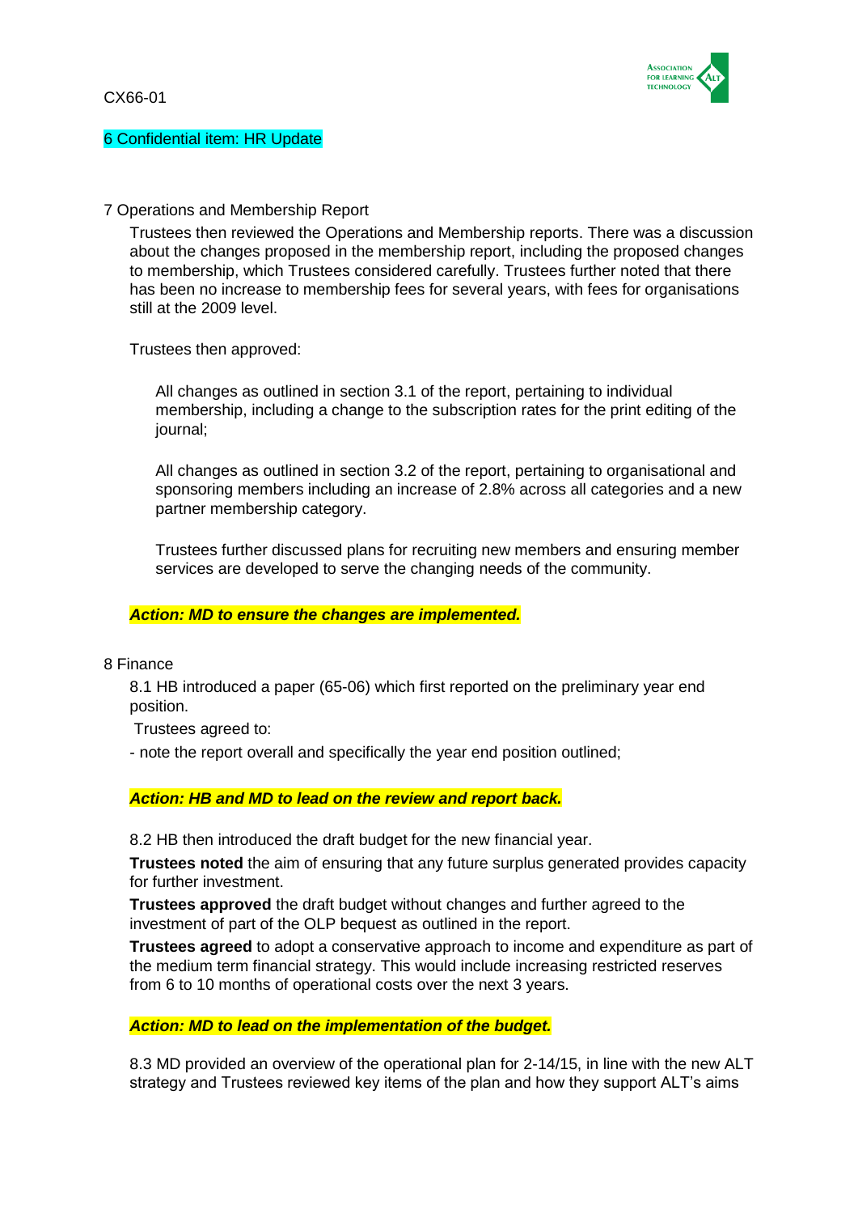CX66-01

6 Confidential item: HR Update

7 Operations and Membership Report

Trustees then reviewed the Operations and Membership reports. There was a discussion about the changes proposed in the membership report, including the proposed changes to membership, which Trustees considered carefully. Trustees further noted that there has been no increase to membership fees for several years, with fees for organisations still at the 2009 level.

Trustees then approved:

All changes as outlined in section 3.1 of the report, pertaining to individual membership, including a change to the subscription rates for the print editing of the journal;

All changes as outlined in section 3.2 of the report, pertaining to organisational and sponsoring members including an increase of 2.8% across all categories and a new partner membership category.

Trustees further discussed plans for recruiting new members and ensuring member services are developed to serve the changing needs of the community.

***Action: MD to ensure the changes are implemented.***

8 Finance

8.1 HB introduced a paper (65-06) which first reported on the preliminary year end position.

Trustees agreed to:

- note the report overall and specifically the year end position outlined;

***Action: HB and MD to lead on the review and report back.***

8.2 HB then introduced the draft budget for the new financial year.

**Trustees noted** the aim of ensuring that any future surplus generated provides capacity for further investment.

**Trustees approved** the draft budget without changes and further agreed to the investment of part of the OLP bequest as outlined in the report.

**Trustees agreed** to adopt a conservative approach to income and expenditure as part of the medium term financial strategy. This would include increasing restricted reserves from 6 to 10 months of operational costs over the next 3 years.

***Action: MD to lead on the implementation of the budget.***

8.3 MD provided an overview of the operational plan for 2-14/15, in line with the new ALT strategy and Trustees reviewed key items of the plan and how they support ALT's aims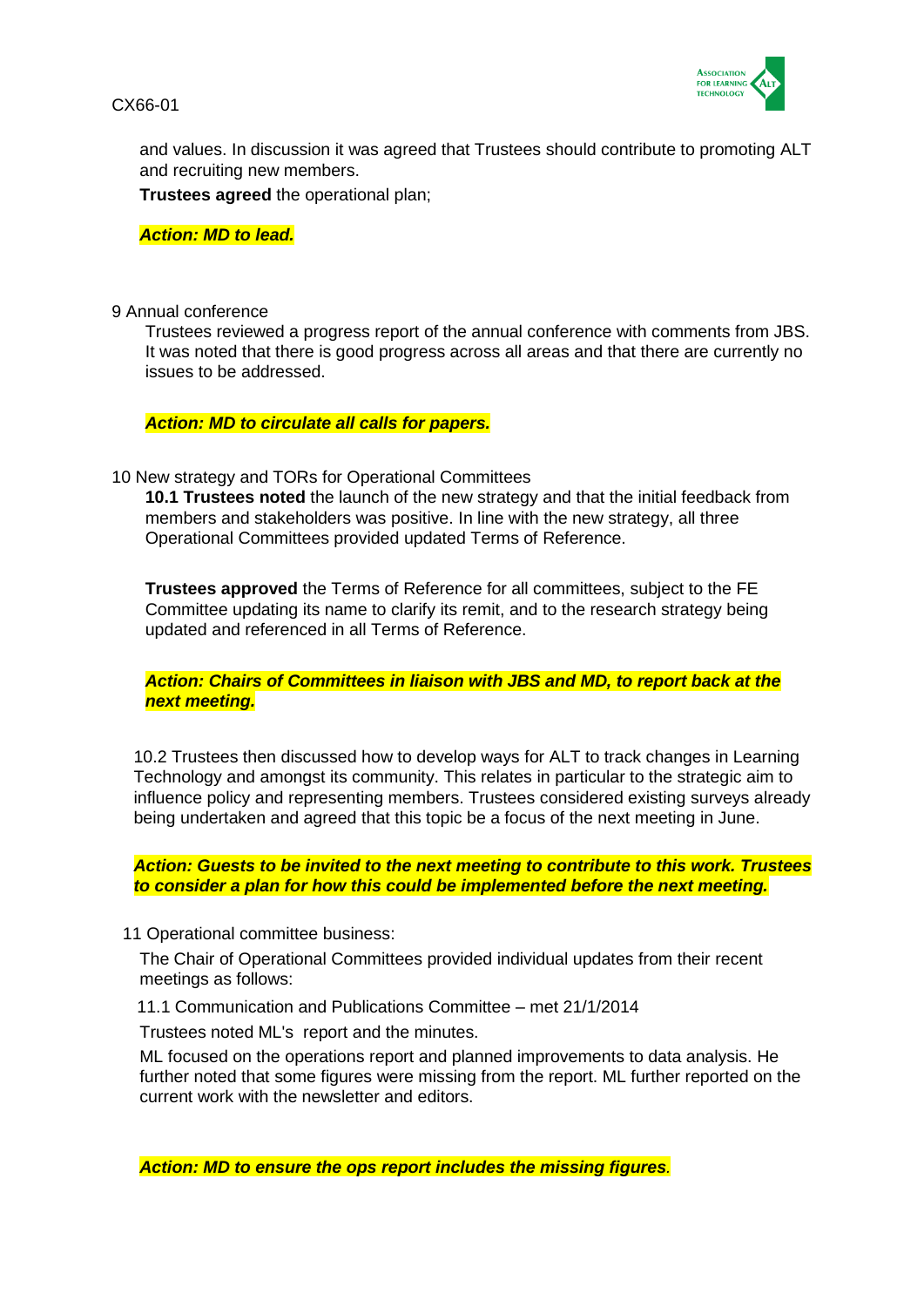and values. In discussion it was agreed that Trustees should contribute to promoting ALT and recruiting new members.

**Trustees agreed** the operational plan;

***Action: MD to lead.***

9 Annual conference

Trustees reviewed a progress report of the annual conference with comments from JBS. It was noted that there is good progress across all areas and that there are currently no issues to be addressed.

***Action: MD to circulate all calls for papers.***

10 New strategy and TORs for Operational Committees

**10.1 Trustees noted** the launch of the new strategy and that the initial feedback from members and stakeholders was positive. In line with the new strategy, all three Operational Committees provided updated Terms of Reference.

**Trustees approved** the Terms of Reference for all committees, subject to the FE Committee updating its name to clarify its remit, and to the research strategy being updated and referenced in all Terms of Reference.

***Action: Chairs of Committees in liaison with JBS and MD, to report back at the next meeting.***

10.2 Trustees then discussed how to develop ways for ALT to track changes in Learning Technology and amongst its community. This relates in particular to the strategic aim to influence policy and representing members. Trustees considered existing surveys already being undertaken and agreed that this topic be a focus of the next meeting in June.

***Action: Guests to be invited to the next meeting to contribute to this work. Trustees to consider a plan for how this could be implemented before the next meeting.***

11 Operational committee business:

The Chair of Operational Committees provided individual updates from their recent meetings as follows:

11.1 Communication and Publications Committee – met 21/1/2014

Trustees noted ML's report and the minutes.

ML focused on the operations report and planned improvements to data analysis. He further noted that some figures were missing from the report. ML further reported on the current work with the newsletter and editors.

***Action: MD to ensure the ops report includes the missing figures.***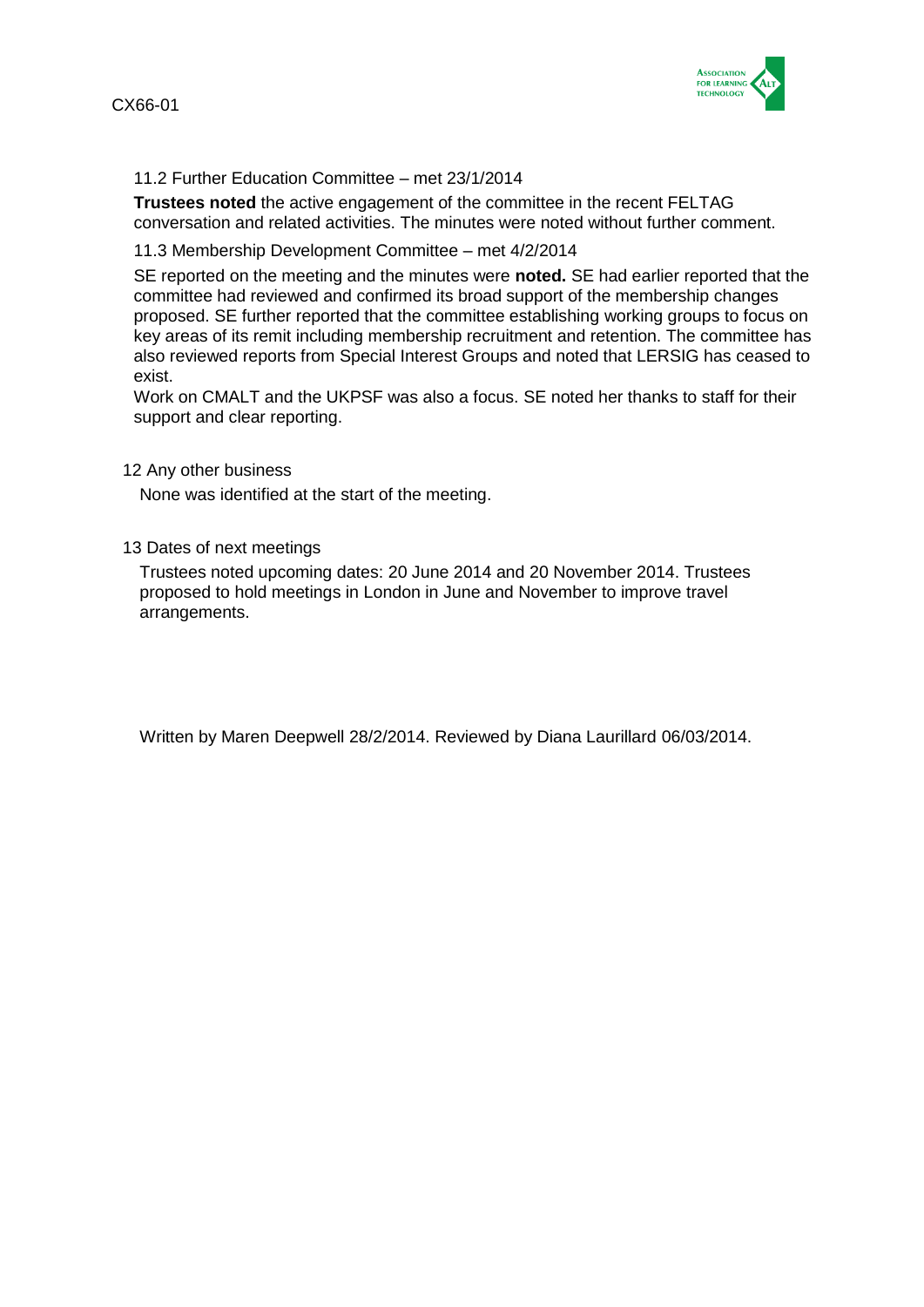11.2 Further Education Committee – met 23/1/2014

**Trustees noted** the active engagement of the committee in the recent FELTAG conversation and related activities. The minutes were noted without further comment.

11.3 Membership Development Committee – met 4/2/2014

SE reported on the meeting and the minutes were **noted.** SE had earlier reported that the committee had reviewed and confirmed its broad support of the membership changes proposed. SE further reported that the committee establishing working groups to focus on key areas of its remit including membership recruitment and retention. The committee has also reviewed reports from Special Interest Groups and noted that LERSIG has ceased to exist.

Work on CMALT and the UKPSF was also a focus. SE noted her thanks to staff for their support and clear reporting.

12 Any other business

None was identified at the start of the meeting.

13 Dates of next meetings

Trustees noted upcoming dates: 20 June 2014 and 20 November 2014. Trustees proposed to hold meetings in London in June and November to improve travel arrangements.

Written by Maren Deepwell 28/2/2014. Reviewed by Diana Laurillard 06/03/2014.